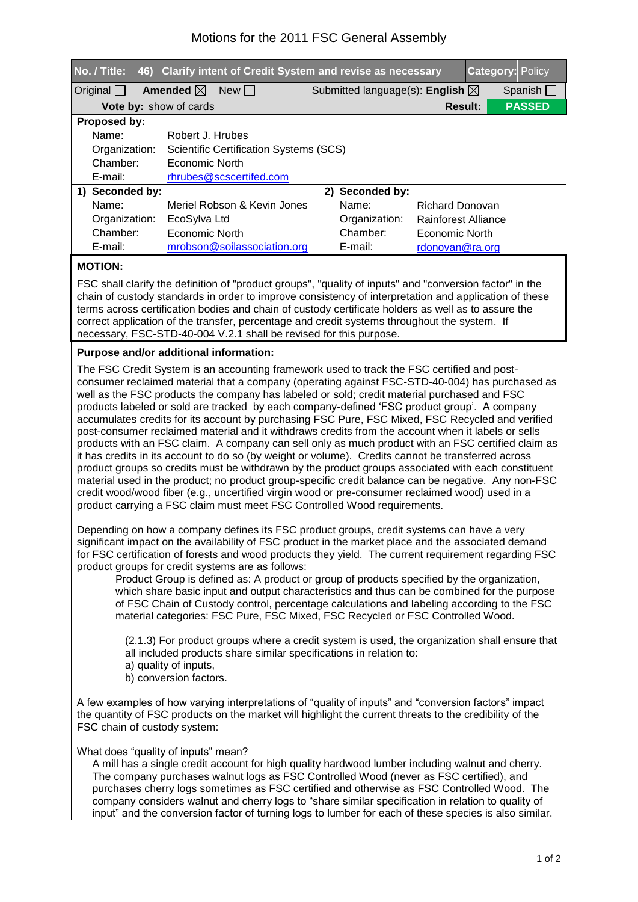# Motions for the 2011 FSC General Assembly

| No. / Title: | 46) Clarify intent of Credit System and revise as necessary | Category: | Policy |
|---|---|---|---|
| Original ☐ | Amended ☒ New ☐ | Submitted language(s): English ☒ | Spanish ☐ |
| Vote by: show of cards | | Result: | PASSED |

**Proposed by:**

| | |
|---|---|
| Name: | Robert J. Hrubes |
| Organization: | Scientific Certification Systems (SCS) |
| Chamber: | Economic North |
| E-mail: | rhrubes@scscertifed.com |

| 1) Seconded by: | | 2) Seconded by: | |
|---|---|---|---|
| Name: | Meriel Robson & Kevin Jones | Name: | Richard Donovan |
| Organization: | EcoSylva Ltd | Organization: | Rainforest Alliance |
| Chamber: | Economic North | Chamber: | Economic North |
| E-mail: | mrobson@soilassociation.org | E-mail: | rdonovan@ra.org |

**MOTION:**

FSC shall clarify the definition of "product groups", "quality of inputs" and "conversion factor" in the chain of custody standards in order to improve consistency of interpretation and application of these terms across certification bodies and chain of custody certificate holders as well as to assure the correct application of the transfer, percentage and credit systems throughout the system. If necessary, FSC-STD-40-004 V.2.1 shall be revised for this purpose.

**Purpose and/or additional information:**

The FSC Credit System is an accounting framework used to track the FSC certified and post-consumer reclaimed material that a company (operating against FSC-STD-40-004) has purchased as well as the FSC products the company has labeled or sold; credit material purchased and FSC products labeled or sold are tracked by each company-defined 'FSC product group'. A company accumulates credits for its account by purchasing FSC Pure, FSC Mixed, FSC Recycled and verified post-consumer reclaimed material and it withdraws credits from the account when it labels or sells products with an FSC claim. A company can sell only as much product with an FSC certified claim as it has credits in its account to do so (by weight or volume). Credits cannot be transferred across product groups so credits must be withdrawn by the product groups associated with each constituent material used in the product; no product group-specific credit balance can be negative. Any non-FSC credit wood/wood fiber (e.g., uncertified virgin wood or pre-consumer reclaimed wood) used in a product carrying a FSC claim must meet FSC Controlled Wood requirements.

Depending on how a company defines its FSC product groups, credit systems can have a very significant impact on the availability of FSC product in the market place and the associated demand for FSC certification of forests and wood products they yield. The current requirement regarding FSC product groups for credit systems are as follows:

> Product Group is defined as: A product or group of products specified by the organization, which share basic input and output characteristics and thus can be combined for the purpose of FSC Chain of Custody control, percentage calculations and labeling according to the FSC material categories: FSC Pure, FSC Mixed, FSC Recycled or FSC Controlled Wood.
>
> (2.1.3) For product groups where a credit system is used, the organization shall ensure that all included products share similar specifications in relation to:
> a) quality of inputs,
> b) conversion factors.

A few examples of how varying interpretations of "quality of inputs" and "conversion factors" impact the quantity of FSC products on the market will highlight the current threats to the credibility of the FSC chain of custody system:

What does "quality of inputs" mean?

A mill has a single credit account for high quality hardwood lumber including walnut and cherry. The company purchases walnut logs as FSC Controlled Wood (never as FSC certified), and purchases cherry logs sometimes as FSC certified and otherwise as FSC Controlled Wood. The company considers walnut and cherry logs to "share similar specification in relation to quality of input" and the conversion factor of turning logs to lumber for each of these species is also similar.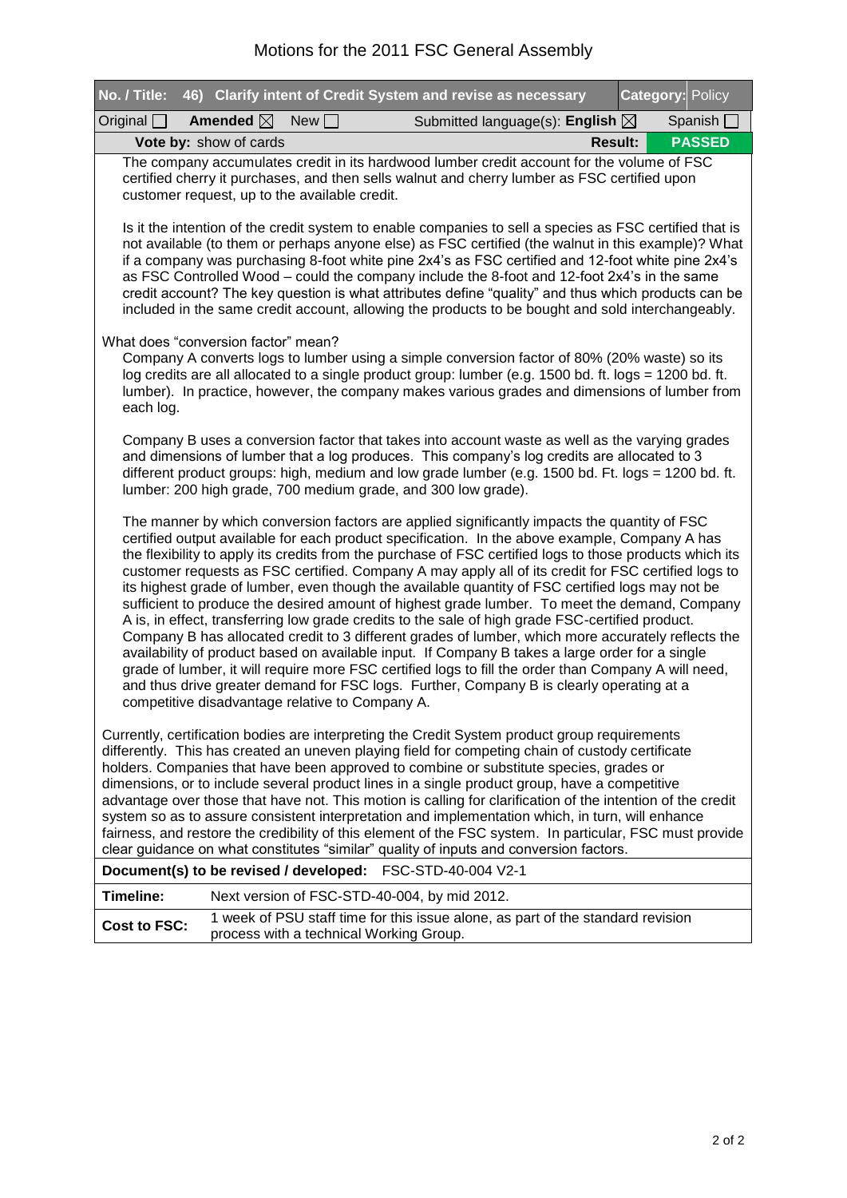# Motions for the 2011 FSC General Assembly

| No. / Title: | 46) Clarify intent of Credit System and revise as necessary | Category: Policy |
|---|---|---|
| Original ☐ **Amended** ☒ New ☐ | Submitted language(s): **English** ☒ | Spanish ☐ |
| **Vote by:** show of cards | **Result:** | **PASSED** |

The company accumulates credit in its hardwood lumber credit account for the volume of FSC certified cherry it purchases, and then sells walnut and cherry lumber as FSC certified upon customer request, up to the available credit.

Is it the intention of the credit system to enable companies to sell a species as FSC certified that is not available (to them or perhaps anyone else) as FSC certified (the walnut in this example)? What if a company was purchasing 8-foot white pine 2x4's as FSC certified and 12-foot white pine 2x4's as FSC Controlled Wood – could the company include the 8-foot and 12-foot 2x4's in the same credit account? The key question is what attributes define "quality" and thus which products can be included in the same credit account, allowing the products to be bought and sold interchangeably.

What does "conversion factor" mean?

Company A converts logs to lumber using a simple conversion factor of 80% (20% waste) so its log credits are all allocated to a single product group: lumber (e.g. 1500 bd. ft. logs = 1200 bd. ft. lumber). In practice, however, the company makes various grades and dimensions of lumber from each log.

Company B uses a conversion factor that takes into account waste as well as the varying grades and dimensions of lumber that a log produces. This company's log credits are allocated to 3 different product groups: high, medium and low grade lumber (e.g. 1500 bd. Ft. logs = 1200 bd. ft. lumber: 200 high grade, 700 medium grade, and 300 low grade).

The manner by which conversion factors are applied significantly impacts the quantity of FSC certified output available for each product specification. In the above example, Company A has the flexibility to apply its credits from the purchase of FSC certified logs to those products which its customer requests as FSC certified. Company A may apply all of its credit for FSC certified logs to its highest grade of lumber, even though the available quantity of FSC certified logs may not be sufficient to produce the desired amount of highest grade lumber. To meet the demand, Company A is, in effect, transferring low grade credits to the sale of high grade FSC-certified product. Company B has allocated credit to 3 different grades of lumber, which more accurately reflects the availability of product based on available input. If Company B takes a large order for a single grade of lumber, it will require more FSC certified logs to fill the order than Company A will need, and thus drive greater demand for FSC logs. Further, Company B is clearly operating at a competitive disadvantage relative to Company A.

Currently, certification bodies are interpreting the Credit System product group requirements differently. This has created an uneven playing field for competing chain of custody certificate holders. Companies that have been approved to combine or substitute species, grades or dimensions, or to include several product lines in a single product group, have a competitive advantage over those that have not. This motion is calling for clarification of the intention of the credit system so as to assure consistent interpretation and implementation which, in turn, will enhance fairness, and restore the credibility of this element of the FSC system. In particular, FSC must provide clear guidance on what constitutes "similar" quality of inputs and conversion factors.

**Document(s) to be revised / developed:** FSC-STD-40-004 V2-1

| | |
|---|---|
| **Timeline:** | Next version of FSC-STD-40-004, by mid 2012. |
| **Cost to FSC:** | 1 week of PSU staff time for this issue alone, as part of the standard revision process with a technical Working Group. |